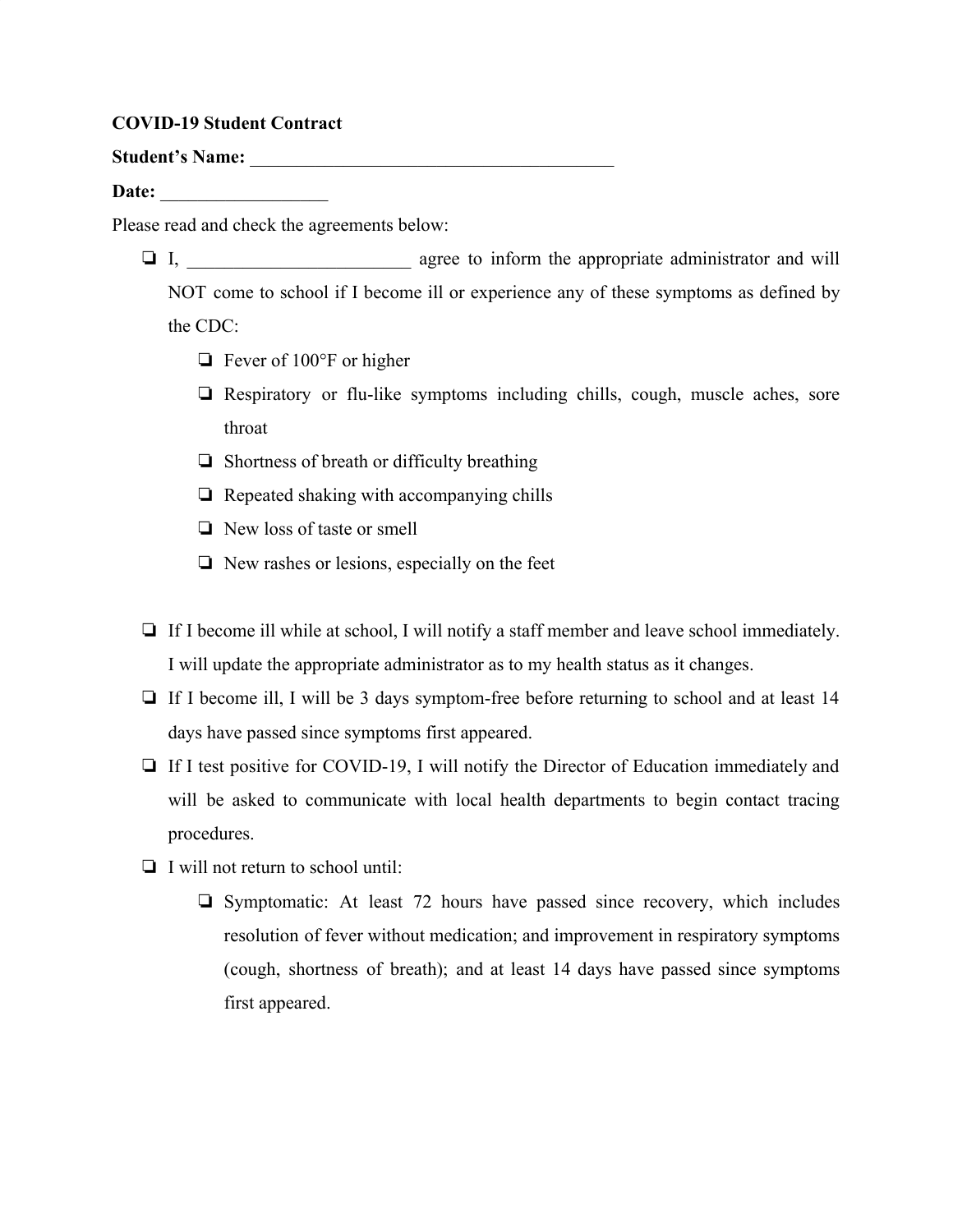**COVID-19 Student Contract**

**Student's Name:** ________________________________________

**Date:** __________________

Please read and check the agreements below:

- ❏ I, ________________________ agree to inform the appropriate administrator and will NOT come to school if I become ill or experience any of these symptoms as defined by the CDC:
  - ❏ Fever of 100°F or higher
  - ❏ Respiratory or flu-like symptoms including chills, cough, muscle aches, sore throat
  - ❏ Shortness of breath or difficulty breathing
  - ❏ Repeated shaking with accompanying chills
  - ❏ New loss of taste or smell
  - ❏ New rashes or lesions, especially on the feet

- ❏ If I become ill while at school, I will notify a staff member and leave school immediately. I will update the appropriate administrator as to my health status as it changes.
- ❏ If I become ill, I will be 3 days symptom-free before returning to school and at least 14 days have passed since symptoms first appeared.
- ❏ If I test positive for COVID-19, I will notify the Director of Education immediately and will be asked to communicate with local health departments to begin contact tracing procedures.
- ❏ I will not return to school until:
  - ❏ Symptomatic: At least 72 hours have passed since recovery, which includes resolution of fever without medication; and improvement in respiratory symptoms (cough, shortness of breath); and at least 14 days have passed since symptoms first appeared.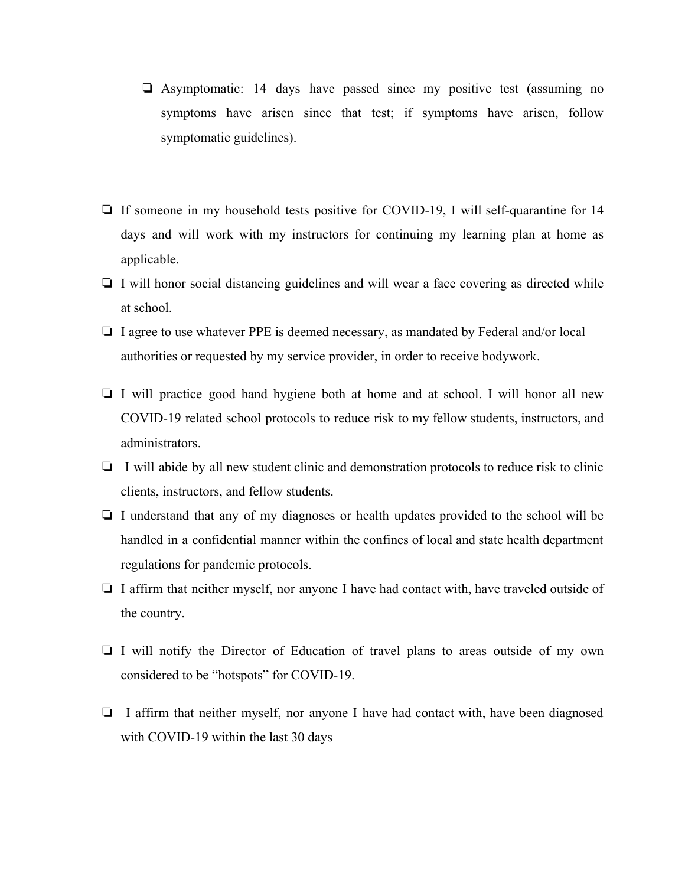- [ ] Asymptomatic: 14 days have passed since my positive test (assuming no symptoms have arisen since that test; if symptoms have arisen, follow symptomatic guidelines).

- [ ] If someone in my household tests positive for COVID-19, I will self-quarantine for 14 days and will work with my instructors for continuing my learning plan at home as applicable.
- [ ] I will honor social distancing guidelines and will wear a face covering as directed while at school.
- [ ] I agree to use whatever PPE is deemed necessary, as mandated by Federal and/or local authorities or requested by my service provider, in order to receive bodywork.
- [ ] I will practice good hand hygiene both at home and at school. I will honor all new COVID-19 related school protocols to reduce risk to my fellow students, instructors, and administrators.
- [ ] I will abide by all new student clinic and demonstration protocols to reduce risk to clinic clients, instructors, and fellow students.
- [ ] I understand that any of my diagnoses or health updates provided to the school will be handled in a confidential manner within the confines of local and state health department regulations for pandemic protocols.
- [ ] I affirm that neither myself, nor anyone I have had contact with, have traveled outside of the country.
- [ ] I will notify the Director of Education of travel plans to areas outside of my own considered to be "hotspots" for COVID-19.
- [ ] I affirm that neither myself, nor anyone I have had contact with, have been diagnosed with COVID-19 within the last 30 days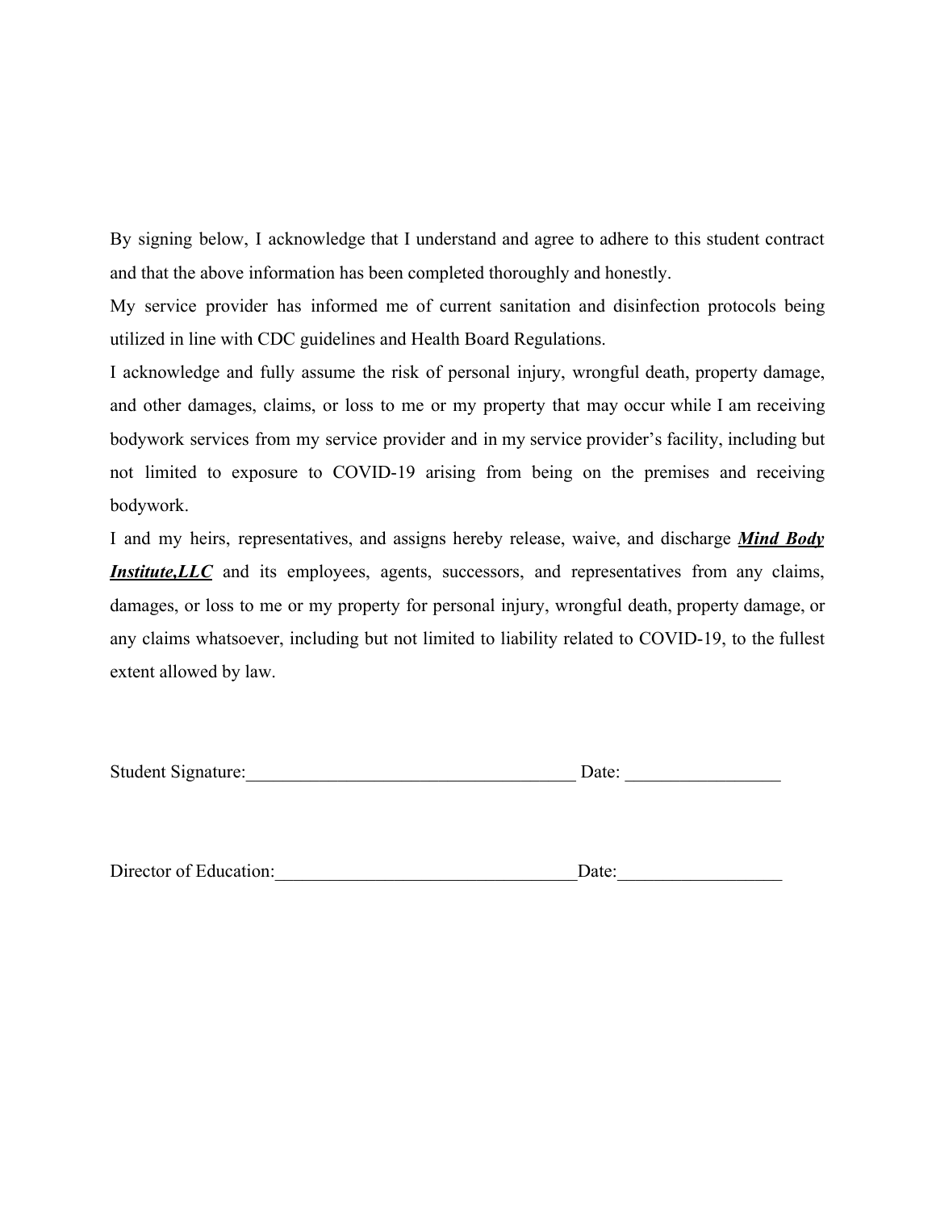By signing below, I acknowledge that I understand and agree to adhere to this student contract and that the above information has been completed thoroughly and honestly.

My service provider has informed me of current sanitation and disinfection protocols being utilized in line with CDC guidelines and Health Board Regulations.

I acknowledge and fully assume the risk of personal injury, wrongful death, property damage, and other damages, claims, or loss to me or my property that may occur while I am receiving bodywork services from my service provider and in my service provider's facility, including but not limited to exposure to COVID-19 arising from being on the premises and receiving bodywork.

I and my heirs, representatives, and assigns hereby release, waive, and discharge ***Mind Body Institute,LLC*** and its employees, agents, successors, and representatives from any claims, damages, or loss to me or my property for personal injury, wrongful death, property damage, or any claims whatsoever, including but not limited to liability related to COVID-19, to the fullest extent allowed by law.

Student Signature:____________________________________ Date: _________________

Director of Education:_________________________________Date:__________________